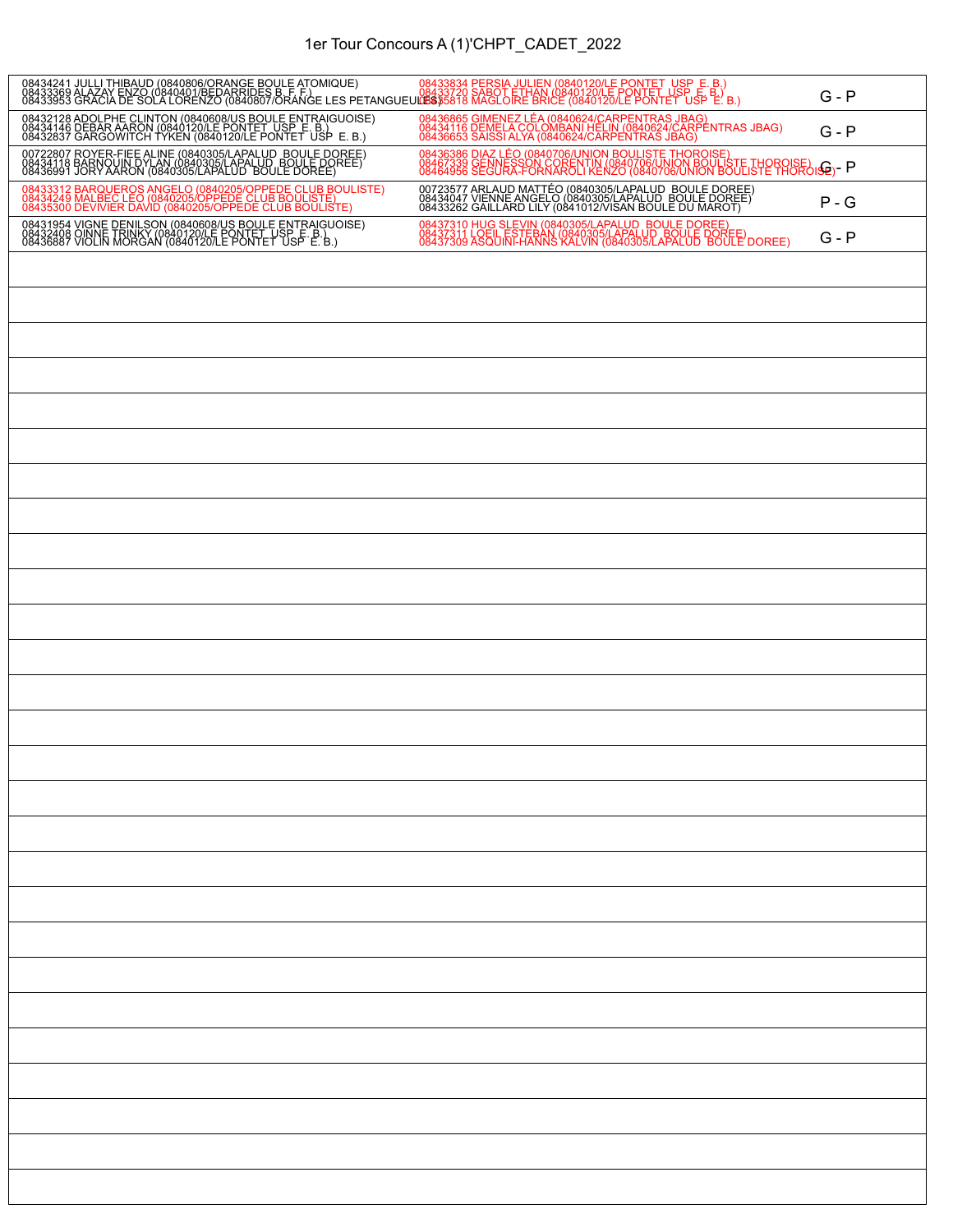# 1er Tour Concours A (1)'CHPT_CADET_2022

| Équipe 1 | Équipe 2 | Résultat |
|---|---|---|
| 08434241 JULLI THIBAUD (0840806/ORANGE BOULE ATOMIQUE)<br>08433369 ALAZAY ENZO (0840401/BEDARRIDES B. F. F.)<br>08433953 GRACIA DE SOLA LORENZO (0840807/ORANGE LES PETANGUEULES) | 08433834 PERSIA JULIEN (0840120/LE PONTET USP E. B.)<br>08433720 SABOT ETHAN (0840120/LE PONTET USP E. B.)<br>08435818 MAGLOIRE BRICE (0840120/LE PONTET USP E. B.) | G - P |
| 08432128 ADOLPHE CLINTON (0840608/US BOULE ENTRAIGUOISE)<br>08434146 DEBAR AARON (0840120/LE PONTET USP E. B.)<br>08432837 GARGOWITCH TYKEN (0840120/LE PONTET USP E. B.) | 08436865 GIMENEZ LÉA (0840624/CARPENTRAS JBAG)<br>08434116 DEMELA COLOMBANI HÉLIN (0840624/CARPENTRAS JBAG)<br>08436653 SAISSI ALYA (0840624/CARPENTRAS JBAG) | G - P |
| 00722807 ROYER-FIEE ALINE (0840305/LAPALUD BOULE DOREE)<br>08434118 BARNOUIN DYLAN (0840305/LAPALUD BOULE DOREE)<br>08436991 JORY AARON (0840305/LAPALUD BOULE DOREE) | 08436386 DIAZ LÉO (0840706/UNION BOULISTE THOROISE)<br>08467339 GENNESSON CORENTIN (0840706/UNION BOULISTE THOROISE)<br>08464956 SEGURA-FORNAROLI KENZO (0840706/UNION BOULISTE THOROISE) | G - P |
| 08433312 BARQUEROS ANGELO (0840205/OPPEDE CLUB BOULISTE)<br>08434249 MALBEC LÉO (0840205/OPPEDE CLUB BOULISTE)<br>08435300 DEVIVIER DAVID (0840205/OPPEDE CLUB BOULISTE) | 00723577 ARLAUD MATTÉO (0840305/LAPALUD BOULE DOREE)<br>08434047 VIENNE ANGELO (0840305/LAPALUD BOULE DOREE)<br>08433262 GAILLARD LILY (0841012/VISAN BOULE DU MAROT) | P - G |
| 08431954 VIGNE DENILSON (0840608/US BOULE ENTRAIGUOISE)<br>08432408 OINNE TRINKY (0840120/LE PONTET USP E. B.)<br>08436887 VIOLIN MORGAN (0840120/LE PONTET USP E. B.) | 08437310 HUG SLEVIN (0840305/LAPALUD BOULE DOREE)<br>08437311 LOEIL ESTEBAN (0840305/LAPALUD BOULE DOREE)<br>08437309 ASQUINI-HANNS KALVIN (0840305/LAPALUD BOULE DOREE) | G - P |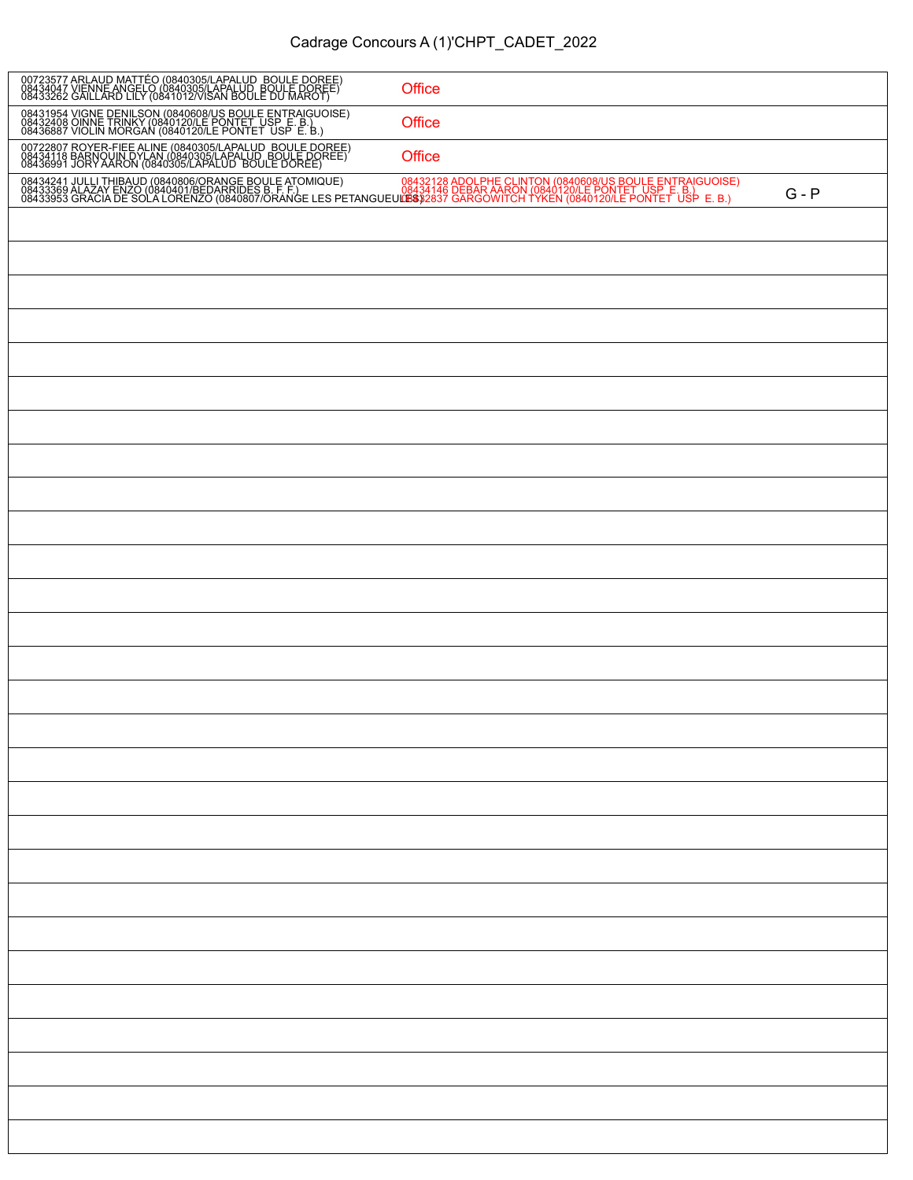# Cadrage Concours A (1)'CHPT_CADET_2022

| Équipe | Adversaire | |
|---|---|---|
| 00723577 ARLAUD MATTÉO (0840305/LAPALUD BOULE DOREE)<br>08434047 VIENNE ANGELO (0840305/LAPALUD BOULE DOREE)<br>08433262 GAILLARD LILY (0841012/VISAN BOULE DU MAROT) | Office | |
| 08431954 VIGNE DENILSON (0840608/US BOULE ENTRAIGUOISE)<br>08432408 OINNE TRINKY (0840120/LE PONTET USP E. B.)<br>08436887 VIOLIN MORGAN (0840120/LE PONTET USP E. B.) | Office | |
| 00722807 ROYER-FIEE ALINE (0840305/LAPALUD BOULE DOREE)<br>08434118 BARNOUIN DYLAN (0840305/LAPALUD BOULE DOREE)<br>08436991 JORY AARON (0840305/LAPALUD BOULE DOREE) | Office | |
| 08434241 JULLI THIBAUD (0840806/ORANGE BOULE ATOMIQUE)<br>08433369 ALAZAY ENZO (0840401/BEDARRIDES B. F. F.)<br>08433953 GRACIA DE SOLA LORENZO (0840807/ORANGE LES PETANGUEULES) | 08432128 ADOLPHE CLINTON (0840608/US BOULE ENTRAIGUOISE)<br>08434146 DEBAR AARON (0840120/LE PONTET USP E. B.)<br>08432837 GARGOWITCH TYKEN (0840120/LE PONTET USP E. B.) | G - P |
| | | |
| | | |
| | | |
| | | |
| | | |
| | | |
| | | |
| | | |
| | | |
| | | |
| | | |
| | | |
| | | |
| | | |
| | | |
| | | |
| | | |
| | | |
| | | |
| | | |
| | | |
| | | |
| | | |
| | | |
| | | |
| | | |
| | | |
| | | |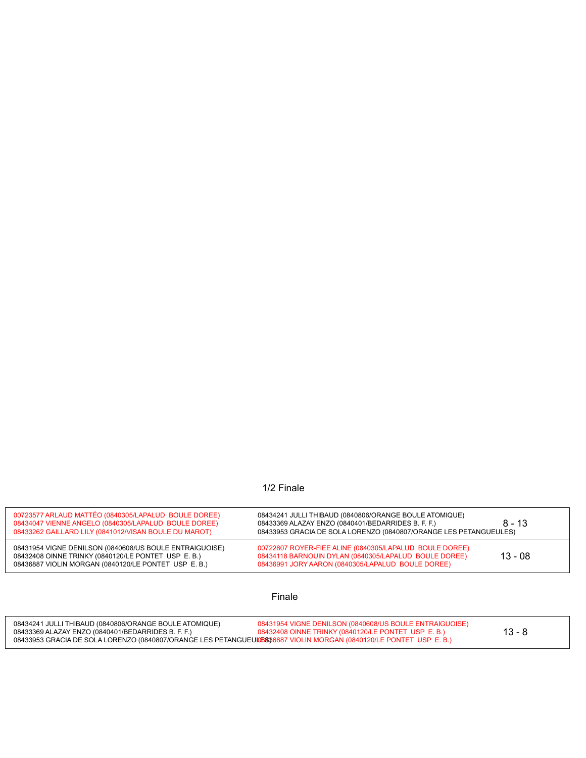## 1/2 Finale

| | | |
|---|---|---|
| 00723577 ARLAUD MATTÉO (0840305/LAPALUD BOULE DOREE)<br>08434047 VIENNE ANGELO (0840305/LAPALUD BOULE DOREE)<br>08433262 GAILLARD LILY (0841012/VISAN BOULE DU MAROT) | 08434241 JULLI THIBAUD (0840806/ORANGE BOULE ATOMIQUE)<br>08433369 ALAZAY ENZO (0840401/BEDARRIDES B. F. F.)<br>08433953 GRACIA DE SOLA LORENZO (0840807/ORANGE LES PETANGUEULES) | 8 - 13 |
| 08431954 VIGNE DENILSON (0840608/US BOULE ENTRAIGUOISE)<br>08432408 OINNE TRINKY (0840120/LE PONTET USP E. B.)<br>08436887 VIOLIN MORGAN (0840120/LE PONTET USP E. B.) | 00722807 ROYER-FIEE ALINE (0840305/LAPALUD BOULE DOREE)<br>08434118 BARNOUIN DYLAN (0840305/LAPALUD BOULE DOREE)<br>08436991 JORY AARON (0840305/LAPALUD BOULE DOREE) | 13 - 08 |

## Finale

| | | |
|---|---|---|
| 08434241 JULLI THIBAUD (0840806/ORANGE BOULE ATOMIQUE)<br>08433369 ALAZAY ENZO (0840401/BEDARRIDES B. F. F.)<br>08433953 GRACIA DE SOLA LORENZO (0840807/ORANGE LES PETANGUEULES) | 08431954 VIGNE DENILSON (0840608/US BOULE ENTRAIGUOISE)<br>08432408 OINNE TRINKY (0840120/LE PONTET USP E. B.)<br>08436887 VIOLIN MORGAN (0840120/LE PONTET USP E. B.) | 13 - 8 |